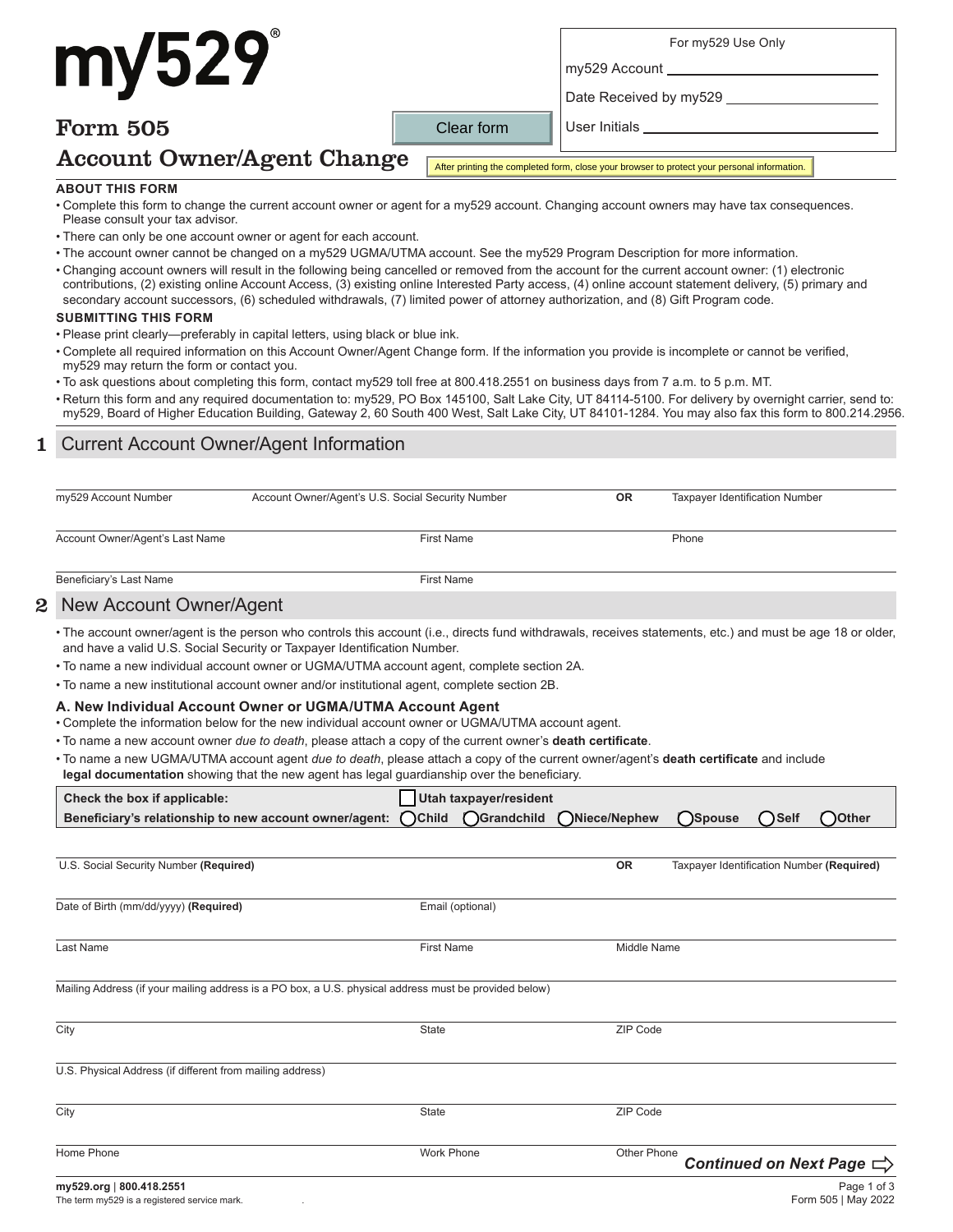# my529®

| For my529 Use Only |
|---|
| my529 Account ________ |
| Date Received by my529 ________ |
| User Initials ________ |

## Form 505

## Account Owner/Agent Change

Clear form

After printing the completed form, close your browser to protect your personal information.

### ABOUT THIS FORM

- Complete this form to change the current account owner or agent for a my529 account. Changing account owners may have tax consequences. Please consult your tax advisor.
- There can only be one account owner or agent for each account.
- The account owner cannot be changed on a my529 UGMA/UTMA account. See the my529 Program Description for more information.
- Changing account owners will result in the following being cancelled or removed from the account for the current account owner: (1) electronic contributions, (2) existing online Account Access, (3) existing online Interested Party access, (4) online account statement delivery, (5) primary and secondary account successors, (6) scheduled withdrawals, (7) limited power of attorney authorization, and (8) Gift Program code.

### SUBMITTING THIS FORM

- Please print clearly—preferably in capital letters, using black or blue ink.
- Complete all required information on this Account Owner/Agent Change form. If the information you provide is incomplete or cannot be verified, my529 may return the form or contact you.
- To ask questions about completing this form, contact my529 toll free at 800.418.2551 on business days from 7 a.m. to 5 p.m. MT.
- Return this form and any required documentation to: my529, PO Box 145100, Salt Lake City, UT 84114-5100. For delivery by overnight carrier, send to: my529, Board of Higher Education Building, Gateway 2, 60 South 400 West, Salt Lake City, UT 84101-1284. You may also fax this form to 800.214.2956.

## 1 Current Account Owner/Agent Information

my529 Account Number ________ Account Owner/Agent's U.S. Social Security Number ________ **OR** Taxpayer Identification Number ________

Account Owner/Agent's Last Name ________ First Name ________ Phone ________

Beneficiary's Last Name ________ First Name ________

## 2 New Account Owner/Agent

- The account owner/agent is the person who controls this account (i.e., directs fund withdrawals, receives statements, etc.) and must be age 18 or older, and have a valid U.S. Social Security or Taxpayer Identification Number.
- To name a new individual account owner or UGMA/UTMA account agent, complete section 2A.
- To name a new institutional account owner and/or institutional agent, complete section 2B.

### A. New Individual Account Owner or UGMA/UTMA Account Agent

- Complete the information below for the new individual account owner or UGMA/UTMA account agent.
- To name a new account owner *due to death*, please attach a copy of the current owner's **death certificate**.
- To name a new UGMA/UTMA account agent *due to death*, please attach a copy of the current owner/agent's **death certificate** and include **legal documentation** showing that the new agent has legal guardianship over the beneficiary.

**Check the box if applicable:** ☐ Utah taxpayer/resident

**Beneficiary's relationship to new account owner/agent:** ◯ Child ◯ Grandchild ◯ Niece/Nephew ◯ Spouse ◯ Self ◯ Other

U.S. Social Security Number **(Required)** ________ **OR** Taxpayer Identification Number **(Required)** ________

Date of Birth (mm/dd/yyyy) **(Required)** ________ Email (optional) ________

Last Name ________ First Name ________ Middle Name ________

Mailing Address (if your mailing address is a PO box, a U.S. physical address must be provided below) ________

City ________ State ________ ZIP Code ________

U.S. Physical Address (if different from mailing address) ________

City ________ State ________ ZIP Code ________

Home Phone ________ Work Phone ________ Other Phone ________

***Continued on Next Page*** ⇨

my529.org | 800.418.2551

The term my529 is a registered service mark.

Form 505 | May 2022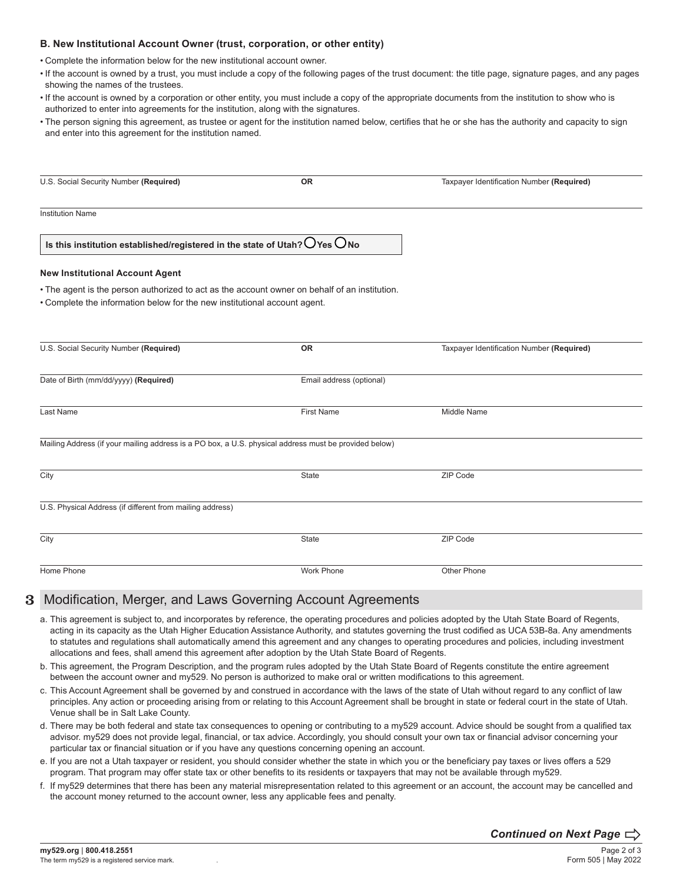### B. New Institutional Account Owner (trust, corporation, or other entity)

- Complete the information below for the new institutional account owner.
- If the account is owned by a trust, you must include a copy of the following pages of the trust document: the title page, signature pages, and any pages showing the names of the trustees.
- If the account is owned by a corporation or other entity, you must include a copy of the appropriate documents from the institution to show who is authorized to enter into agreements for the institution, along with the signatures.
- The person signing this agreement, as trustee or agent for the institution named below, certifies that he or she has the authority and capacity to sign and enter into this agreement for the institution named.

U.S. Social Security Number **(Required)** **OR** Taxpayer Identification Number **(Required)**

Institution Name

**Is this institution established/registered in the state of Utah?** ○ **Yes** ○ **No**

**New Institutional Account Agent**

- The agent is the person authorized to act as the account owner on behalf of an institution.
- Complete the information below for the new institutional account agent.

U.S. Social Security Number **(Required)** **OR** Taxpayer Identification Number **(Required)**

Date of Birth (mm/dd/yyyy) **(Required)** Email address (optional)

Last Name First Name Middle Name

Mailing Address (if your mailing address is a PO box, a U.S. physical address must be provided below)

City State ZIP Code

U.S. Physical Address (if different from mailing address)

City State ZIP Code

Home Phone Work Phone Other Phone

## 3 Modification, Merger, and Laws Governing Account Agreements

a. This agreement is subject to, and incorporates by reference, the operating procedures and policies adopted by the Utah State Board of Regents, acting in its capacity as the Utah Higher Education Assistance Authority, and statutes governing the trust codified as UCA 53B-8a. Any amendments to statutes and regulations shall automatically amend this agreement and any changes to operating procedures and policies, including investment allocations and fees, shall amend this agreement after adoption by the Utah State Board of Regents.

b. This agreement, the Program Description, and the program rules adopted by the Utah State Board of Regents constitute the entire agreement between the account owner and my529. No person is authorized to make oral or written modifications to this agreement.

c. This Account Agreement shall be governed by and construed in accordance with the laws of the state of Utah without regard to any conflict of law principles. Any action or proceeding arising from or relating to this Account Agreement shall be brought in state or federal court in the state of Utah. Venue shall be in Salt Lake County.

d. There may be both federal and state tax consequences to opening or contributing to a my529 account. Advice should be sought from a qualified tax advisor. my529 does not provide legal, financial, or tax advice. Accordingly, you should consult your own tax or financial advisor concerning your particular tax or financial situation or if you have any questions concerning opening an account.

e. If you are not a Utah taxpayer or resident, you should consider whether the state in which you or the beneficiary pay taxes or lives offers a 529 program. That program may offer state tax or other benefits to its residents or taxpayers that may not be available through my529.

f. If my529 determines that there has been any material misrepresentation related to this agreement or an account, the account may be cancelled and the account money returned to the account owner, less any applicable fees and penalty.

***Continued on Next Page*** ⇨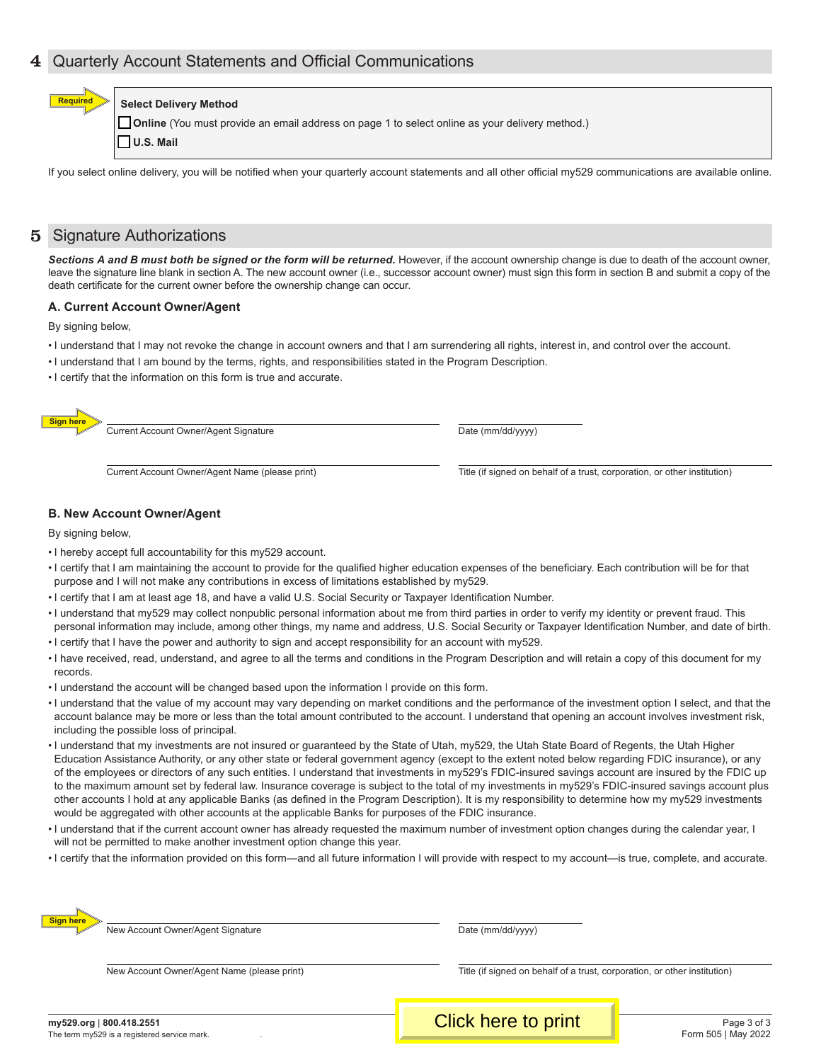## 4 Quarterly Account Statements and Official Communications

Required

**Select Delivery Method**

☐ **Online** (You must provide an email address on page 1 to select online as your delivery method.)

☐ **U.S. Mail**

If you select online delivery, you will be notified when your quarterly account statements and all other official my529 communications are available online.

## 5 Signature Authorizations

***Sections A and B must both be signed or the form will be returned.*** However, if the account ownership change is due to death of the account owner, leave the signature line blank in section A. The new account owner (i.e., successor account owner) must sign this form in section B and submit a copy of the death certificate for the current owner before the ownership change can occur.

### A. Current Account Owner/Agent

By signing below,

- I understand that I may not revoke the change in account owners and that I am surrendering all rights, interest in, and control over the account.
- I understand that I am bound by the terms, rights, and responsibilities stated in the Program Description.
- I certify that the information on this form is true and accurate.

Sign here

Current Account Owner/Agent Signature ____________________ Date (mm/dd/yyyy) ____________

Current Account Owner/Agent Name (please print) ____________________ Title (if signed on behalf of a trust, corporation, or other institution) ____________

### B. New Account Owner/Agent

By signing below,

- I hereby accept full accountability for this my529 account.
- I certify that I am maintaining the account to provide for the qualified higher education expenses of the beneficiary. Each contribution will be for that purpose and I will not make any contributions in excess of limitations established by my529.
- I certify that I am at least age 18, and have a valid U.S. Social Security or Taxpayer Identification Number.
- I understand that my529 may collect nonpublic personal information about me from third parties in order to verify my identity or prevent fraud. This personal information may include, among other things, my name and address, U.S. Social Security or Taxpayer Identification Number, and date of birth.
- I certify that I have the power and authority to sign and accept responsibility for an account with my529.
- I have received, read, understand, and agree to all the terms and conditions in the Program Description and will retain a copy of this document for my records.
- I understand the account will be changed based upon the information I provide on this form.
- I understand that the value of my account may vary depending on market conditions and the performance of the investment option I select, and that the account balance may be more or less than the total amount contributed to the account. I understand that opening an account involves investment risk, including the possible loss of principal.
- I understand that my investments are not insured or guaranteed by the State of Utah, my529, the Utah State Board of Regents, the Utah Higher Education Assistance Authority, or any other state or federal government agency (except to the extent noted below regarding FDIC insurance), or any of the employees or directors of any such entities. I understand that investments in my529's FDIC-insured savings account are insured by the FDIC up to the maximum amount set by federal law. Insurance coverage is subject to the total of my investments in my529's FDIC-insured savings account plus other accounts I hold at any applicable Banks (as defined in the Program Description). It is my responsibility to determine how my my529 investments would be aggregated with other accounts at the applicable Banks for purposes of the FDIC insurance.
- I understand that if the current account owner has already requested the maximum number of investment option changes during the calendar year, I will not be permitted to make another investment option change this year.
- I certify that the information provided on this form—and all future information I will provide with respect to my account—is true, complete, and accurate.

Sign here

New Account Owner/Agent Signature ____________________ Date (mm/dd/yyyy) ____________

New Account Owner/Agent Name (please print) ____________________ Title (if signed on behalf of a trust, corporation, or other institution) ____________

**my529.org** | **800.418.2551**
The term my529 is a registered service mark.

Click here to print

Form 505 | May 2022